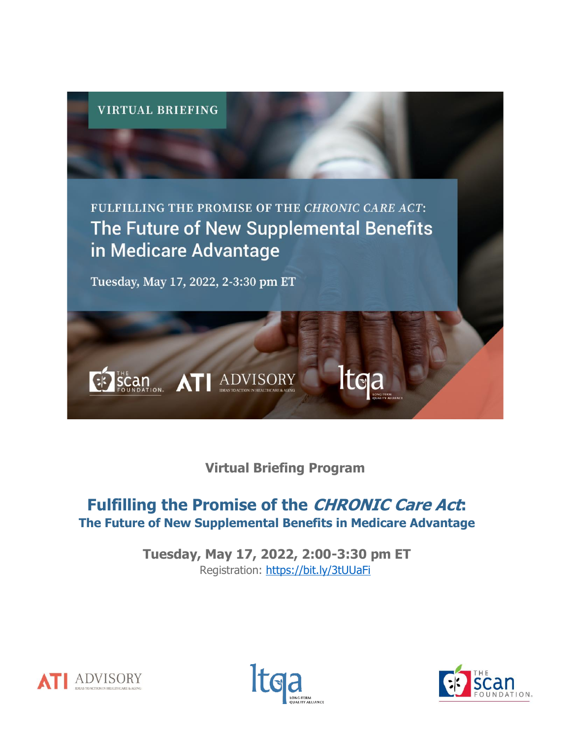VIRTUAL BRIEFING

FULFILLING THE PROMISE OF THE *CHRONIC CARE ACT*:
The Future of New Supplemental Benefits in Medicare Advantage

Tuesday, May 17, 2022, 2-3:30 pm ET

**Virtual Briefing Program**

# Fulfilling the Promise of the *CHRONIC Care Act*:

## The Future of New Supplemental Benefits in Medicare Advantage

**Tuesday, May 17, 2022, 2:00-3:30 pm ET**

Registration: https://bit.ly/3tUUaFi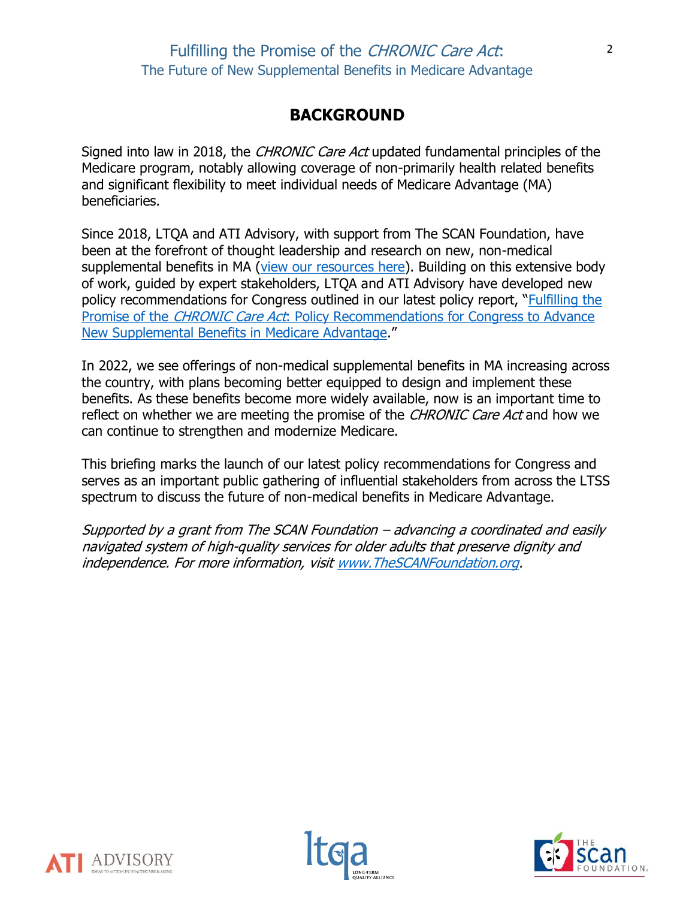## BACKGROUND

Signed into law in 2018, the *CHRONIC Care Act* updated fundamental principles of the Medicare program, notably allowing coverage of non-primarily health related benefits and significant flexibility to meet individual needs of Medicare Advantage (MA) beneficiaries.

Since 2018, LTQA and ATI Advisory, with support from The SCAN Foundation, have been at the forefront of thought leadership and research on new, non-medical supplemental benefits in MA (view our resources here). Building on this extensive body of work, guided by expert stakeholders, LTQA and ATI Advisory have developed new policy recommendations for Congress outlined in our latest policy report, "Fulfilling the Promise of the *CHRONIC Care Act*: Policy Recommendations for Congress to Advance New Supplemental Benefits in Medicare Advantage."

In 2022, we see offerings of non-medical supplemental benefits in MA increasing across the country, with plans becoming better equipped to design and implement these benefits. As these benefits become more widely available, now is an important time to reflect on whether we are meeting the promise of the *CHRONIC Care Act* and how we can continue to strengthen and modernize Medicare.

This briefing marks the launch of our latest policy recommendations for Congress and serves as an important public gathering of influential stakeholders from across the LTSS spectrum to discuss the future of non-medical benefits in Medicare Advantage.

*Supported by a grant from The SCAN Foundation – advancing a coordinated and easily navigated system of high-quality services for older adults that preserve dignity and independence. For more information, visit www.TheSCANFoundation.org.*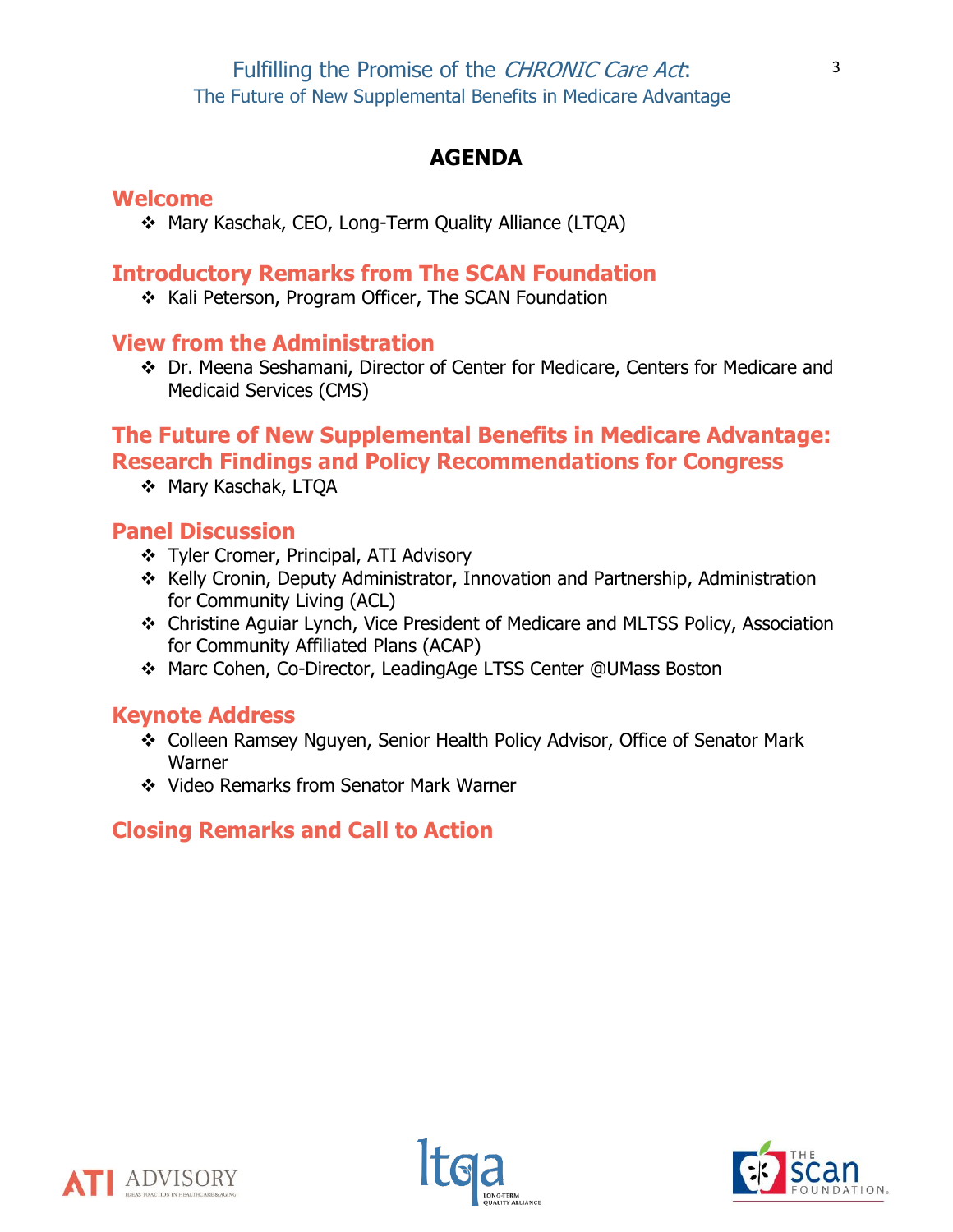# AGENDA

## Welcome

- Mary Kaschak, CEO, Long-Term Quality Alliance (LTQA)

## Introductory Remarks from The SCAN Foundation

- Kali Peterson, Program Officer, The SCAN Foundation

## View from the Administration

- Dr. Meena Seshamani, Director of Center for Medicare, Centers for Medicare and Medicaid Services (CMS)

## The Future of New Supplemental Benefits in Medicare Advantage: Research Findings and Policy Recommendations for Congress

- Mary Kaschak, LTQA

## Panel Discussion

- Tyler Cromer, Principal, ATI Advisory
- Kelly Cronin, Deputy Administrator, Innovation and Partnership, Administration for Community Living (ACL)
- Christine Aguiar Lynch, Vice President of Medicare and MLTSS Policy, Association for Community Affiliated Plans (ACAP)
- Marc Cohen, Co-Director, LeadingAge LTSS Center @UMass Boston

## Keynote Address

- Colleen Ramsey Nguyen, Senior Health Policy Advisor, Office of Senator Mark Warner
- Video Remarks from Senator Mark Warner

## Closing Remarks and Call to Action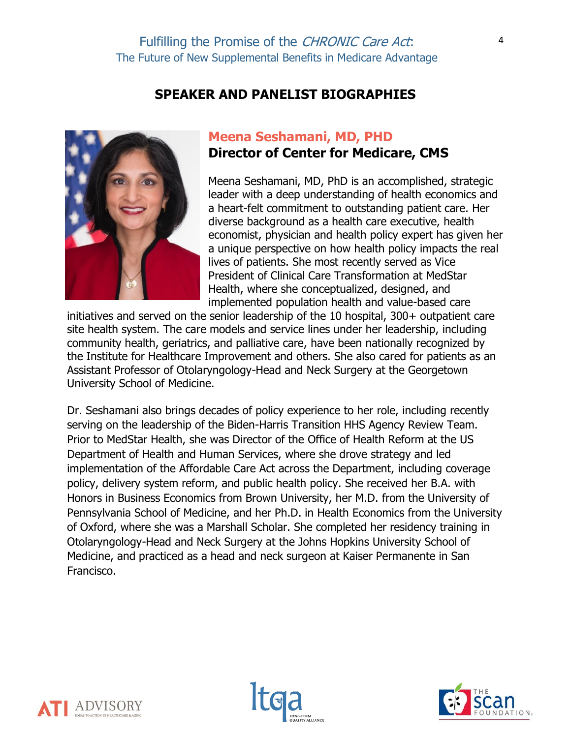## SPEAKER AND PANELIST BIOGRAPHIES

### Meena Seshamani, MD, PHD
### Director of Center for Medicare, CMS

Meena Seshamani, MD, PhD is an accomplished, strategic leader with a deep understanding of health economics and a heart-felt commitment to outstanding patient care. Her diverse background as a health care executive, health economist, physician and health policy expert has given her a unique perspective on how health policy impacts the real lives of patients. She most recently served as Vice President of Clinical Care Transformation at MedStar Health, where she conceptualized, designed, and implemented population health and value-based care initiatives and served on the senior leadership of the 10 hospital, 300+ outpatient care site health system. The care models and service lines under her leadership, including community health, geriatrics, and palliative care, have been nationally recognized by the Institute for Healthcare Improvement and others. She also cared for patients as an Assistant Professor of Otolaryngology-Head and Neck Surgery at the Georgetown University School of Medicine.

Dr. Seshamani also brings decades of policy experience to her role, including recently serving on the leadership of the Biden-Harris Transition HHS Agency Review Team. Prior to MedStar Health, she was Director of the Office of Health Reform at the US Department of Health and Human Services, where she drove strategy and led implementation of the Affordable Care Act across the Department, including coverage policy, delivery system reform, and public health policy. She received her B.A. with Honors in Business Economics from Brown University, her M.D. from the University of Pennsylvania School of Medicine, and her Ph.D. in Health Economics from the University of Oxford, where she was a Marshall Scholar. She completed her residency training in Otolaryngology-Head and Neck Surgery at the Johns Hopkins University School of Medicine, and practiced as a head and neck surgeon at Kaiser Permanente in San Francisco.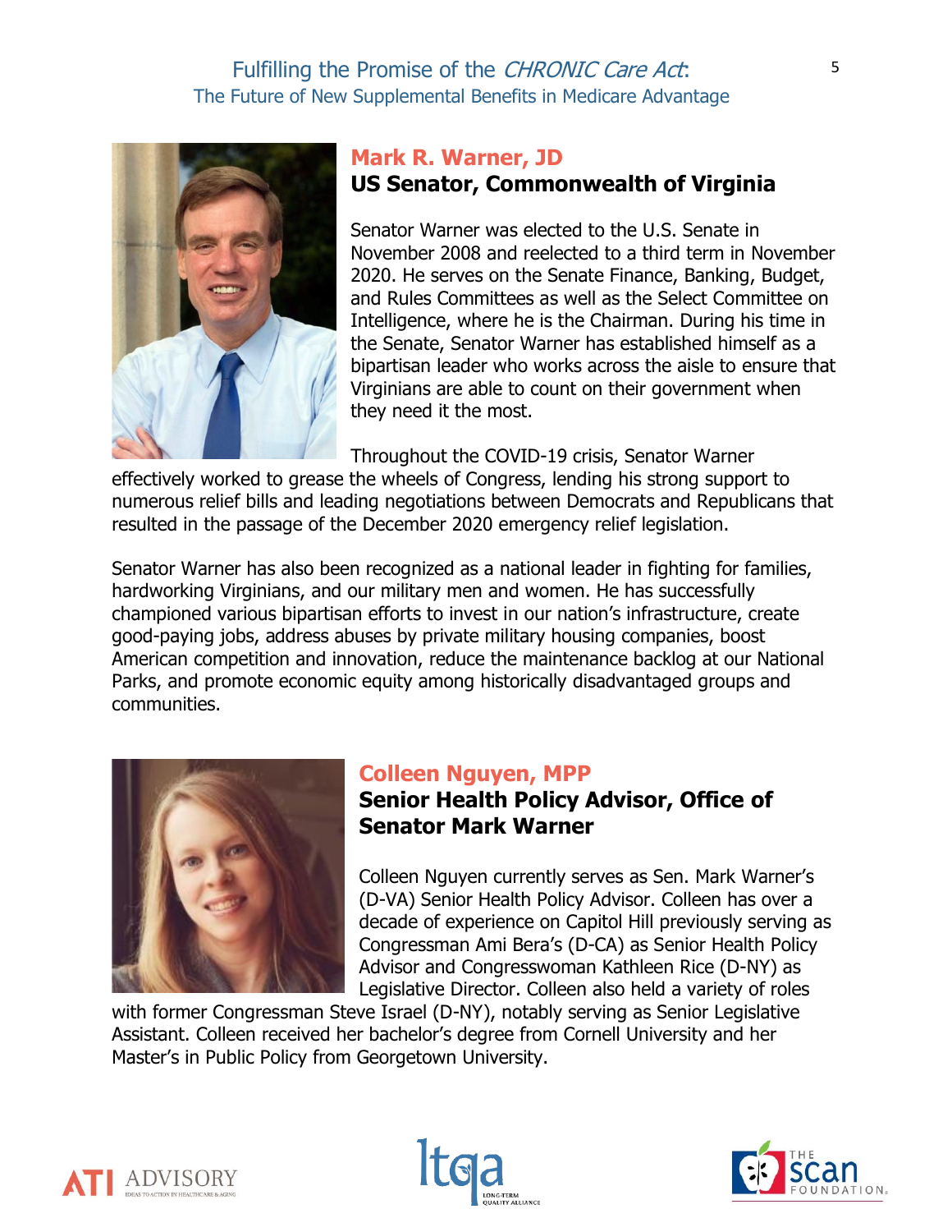## Mark R. Warner, JD

### US Senator, Commonwealth of Virginia

Senator Warner was elected to the U.S. Senate in November 2008 and reelected to a third term in November 2020. He serves on the Senate Finance, Banking, Budget, and Rules Committees as well as the Select Committee on Intelligence, where he is the Chairman. During his time in the Senate, Senator Warner has established himself as a bipartisan leader who works across the aisle to ensure that Virginians are able to count on their government when they need it the most.

Throughout the COVID-19 crisis, Senator Warner effectively worked to grease the wheels of Congress, lending his strong support to numerous relief bills and leading negotiations between Democrats and Republicans that resulted in the passage of the December 2020 emergency relief legislation.

Senator Warner has also been recognized as a national leader in fighting for families, hardworking Virginians, and our military men and women. He has successfully championed various bipartisan efforts to invest in our nation's infrastructure, create good-paying jobs, address abuses by private military housing companies, boost American competition and innovation, reduce the maintenance backlog at our National Parks, and promote economic equity among historically disadvantaged groups and communities.

## Colleen Nguyen, MPP

### Senior Health Policy Advisor, Office of Senator Mark Warner

Colleen Nguyen currently serves as Sen. Mark Warner's (D-VA) Senior Health Policy Advisor. Colleen has over a decade of experience on Capitol Hill previously serving as Congressman Ami Bera's (D-CA) as Senior Health Policy Advisor and Congresswoman Kathleen Rice (D-NY) as Legislative Director. Colleen also held a variety of roles with former Congressman Steve Israel (D-NY), notably serving as Senior Legislative Assistant. Colleen received her bachelor's degree from Cornell University and her Master's in Public Policy from Georgetown University.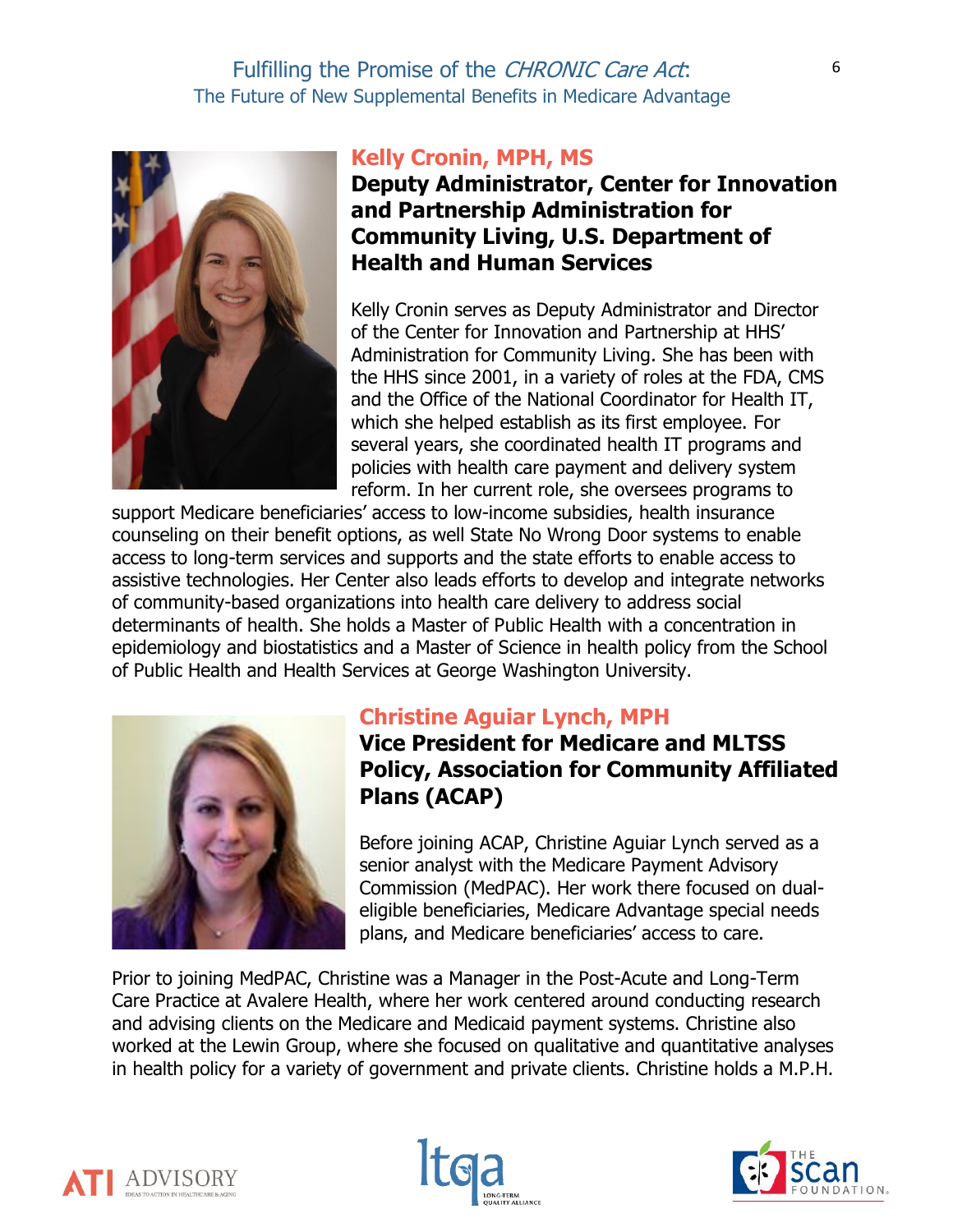## Kelly Cronin, MPH, MS

### Deputy Administrator, Center for Innovation and Partnership Administration for Community Living, U.S. Department of Health and Human Services

Kelly Cronin serves as Deputy Administrator and Director of the Center for Innovation and Partnership at HHS' Administration for Community Living. She has been with the HHS since 2001, in a variety of roles at the FDA, CMS and the Office of the National Coordinator for Health IT, which she helped establish as its first employee. For several years, she coordinated health IT programs and policies with health care payment and delivery system reform. In her current role, she oversees programs to support Medicare beneficiaries' access to low-income subsidies, health insurance counseling on their benefit options, as well State No Wrong Door systems to enable access to long-term services and supports and the state efforts to enable access to assistive technologies. Her Center also leads efforts to develop and integrate networks of community-based organizations into health care delivery to address social determinants of health. She holds a Master of Public Health with a concentration in epidemiology and biostatistics and a Master of Science in health policy from the School of Public Health and Health Services at George Washington University.

## Christine Aguiar Lynch, MPH

### Vice President for Medicare and MLTSS Policy, Association for Community Affiliated Plans (ACAP)

Before joining ACAP, Christine Aguiar Lynch served as a senior analyst with the Medicare Payment Advisory Commission (MedPAC). Her work there focused on dual-eligible beneficiaries, Medicare Advantage special needs plans, and Medicare beneficiaries' access to care.

Prior to joining MedPAC, Christine was a Manager in the Post-Acute and Long-Term Care Practice at Avalere Health, where her work centered around conducting research and advising clients on the Medicare and Medicaid payment systems. Christine also worked at the Lewin Group, where she focused on qualitative and quantitative analyses in health policy for a variety of government and private clients. Christine holds a M.P.H.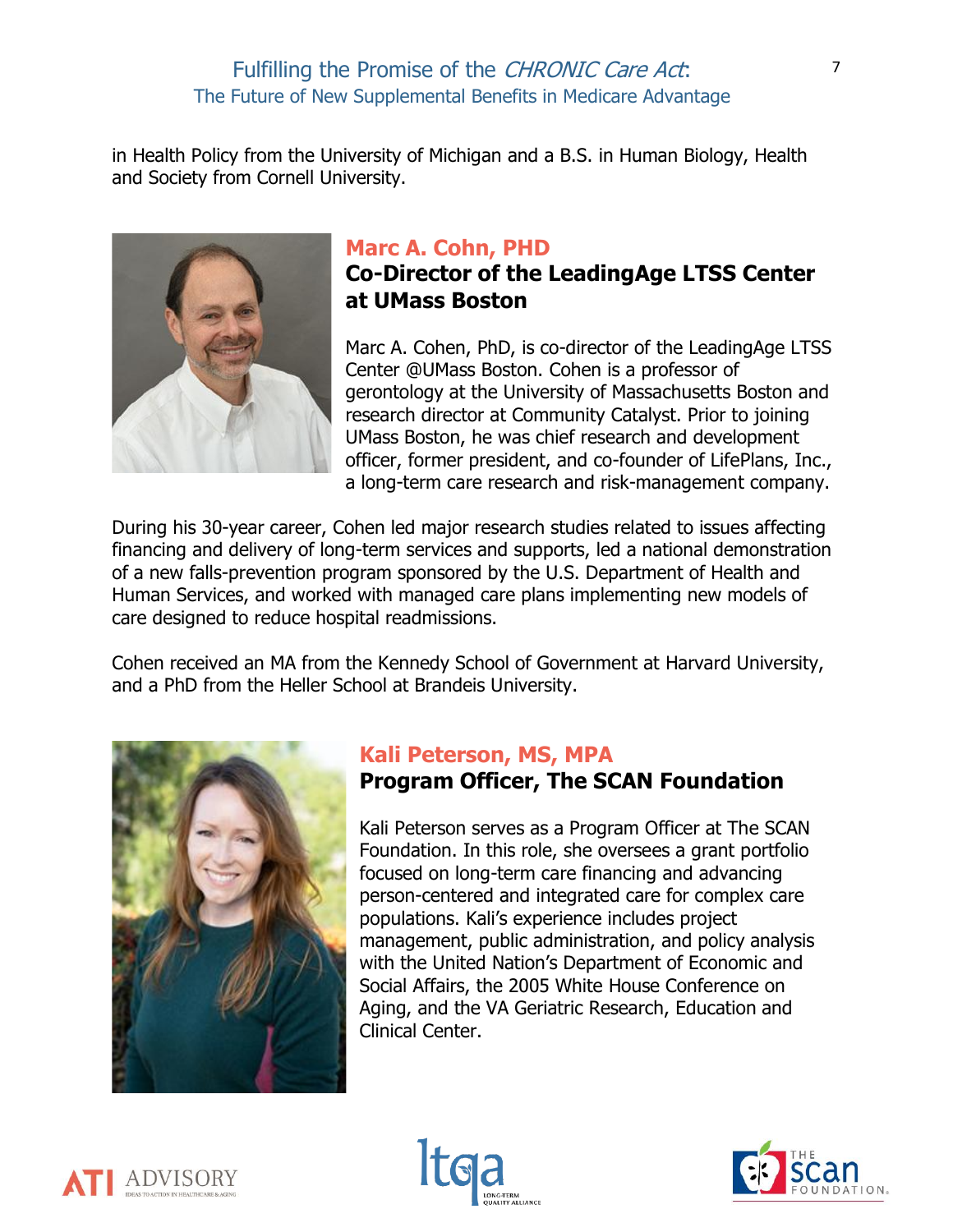in Health Policy from the University of Michigan and a B.S. in Human Biology, Health and Society from Cornell University.

### Marc A. Cohn, PHD
### Co-Director of the LeadingAge LTSS Center at UMass Boston

Marc A. Cohen, PhD, is co-director of the LeadingAge LTSS Center @UMass Boston. Cohen is a professor of gerontology at the University of Massachusetts Boston and research director at Community Catalyst. Prior to joining UMass Boston, he was chief research and development officer, former president, and co-founder of LifePlans, Inc., a long-term care research and risk-management company.

During his 30-year career, Cohen led major research studies related to issues affecting financing and delivery of long-term services and supports, led a national demonstration of a new falls-prevention program sponsored by the U.S. Department of Health and Human Services, and worked with managed care plans implementing new models of care designed to reduce hospital readmissions.

Cohen received an MA from the Kennedy School of Government at Harvard University, and a PhD from the Heller School at Brandeis University.

### Kali Peterson, MS, MPA
### Program Officer, The SCAN Foundation

Kali Peterson serves as a Program Officer at The SCAN Foundation. In this role, she oversees a grant portfolio focused on long-term care financing and advancing person-centered and integrated care for complex care populations. Kali's experience includes project management, public administration, and policy analysis with the United Nation's Department of Economic and Social Affairs, the 2005 White House Conference on Aging, and the VA Geriatric Research, Education and Clinical Center.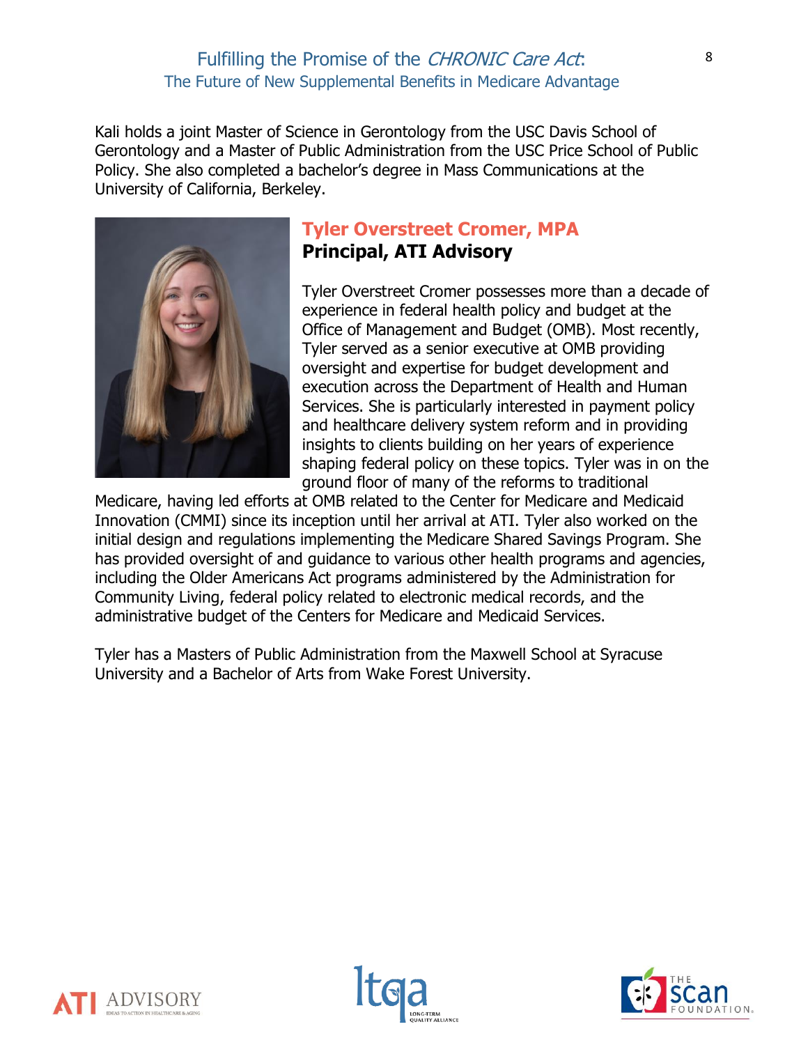Kali holds a joint Master of Science in Gerontology from the USC Davis School of Gerontology and a Master of Public Administration from the USC Price School of Public Policy. She also completed a bachelor's degree in Mass Communications at the University of California, Berkeley.

### Tyler Overstreet Cromer, MPA
**Principal, ATI Advisory**

Tyler Overstreet Cromer possesses more than a decade of experience in federal health policy and budget at the Office of Management and Budget (OMB). Most recently, Tyler served as a senior executive at OMB providing oversight and expertise for budget development and execution across the Department of Health and Human Services. She is particularly interested in payment policy and healthcare delivery system reform and in providing insights to clients building on her years of experience shaping federal policy on these topics. Tyler was in on the ground floor of many of the reforms to traditional Medicare, having led efforts at OMB related to the Center for Medicare and Medicaid Innovation (CMMI) since its inception until her arrival at ATI. Tyler also worked on the initial design and regulations implementing the Medicare Shared Savings Program. She has provided oversight of and guidance to various other health programs and agencies, including the Older Americans Act programs administered by the Administration for Community Living, federal policy related to electronic medical records, and the administrative budget of the Centers for Medicare and Medicaid Services.

Tyler has a Masters of Public Administration from the Maxwell School at Syracuse University and a Bachelor of Arts from Wake Forest University.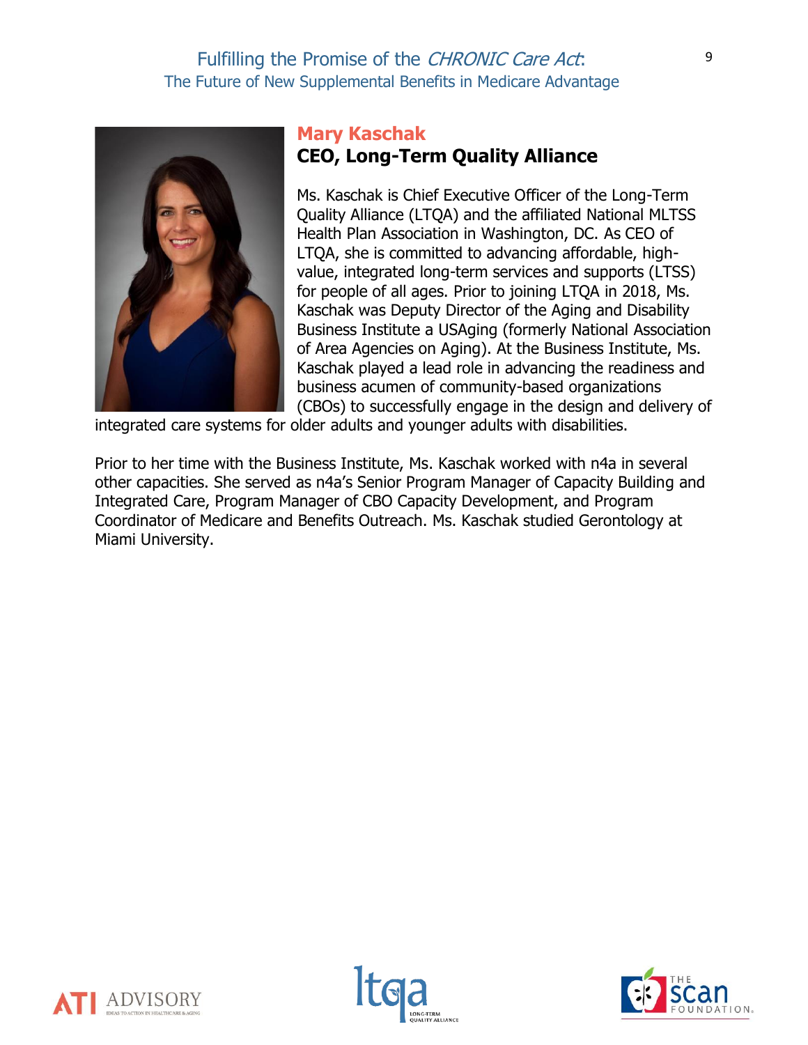## Mary Kaschak

### CEO, Long-Term Quality Alliance

Ms. Kaschak is Chief Executive Officer of the Long-Term Quality Alliance (LTQA) and the affiliated National MLTSS Health Plan Association in Washington, DC. As CEO of LTQA, she is committed to advancing affordable, high-value, integrated long-term services and supports (LTSS) for people of all ages. Prior to joining LTQA in 2018, Ms. Kaschak was Deputy Director of the Aging and Disability Business Institute a USAging (formerly National Association of Area Agencies on Aging). At the Business Institute, Ms. Kaschak played a lead role in advancing the readiness and business acumen of community-based organizations (CBOs) to successfully engage in the design and delivery of integrated care systems for older adults and younger adults with disabilities.

Prior to her time with the Business Institute, Ms. Kaschak worked with n4a in several other capacities. She served as n4a's Senior Program Manager of Capacity Building and Integrated Care, Program Manager of CBO Capacity Development, and Program Coordinator of Medicare and Benefits Outreach. Ms. Kaschak studied Gerontology at Miami University.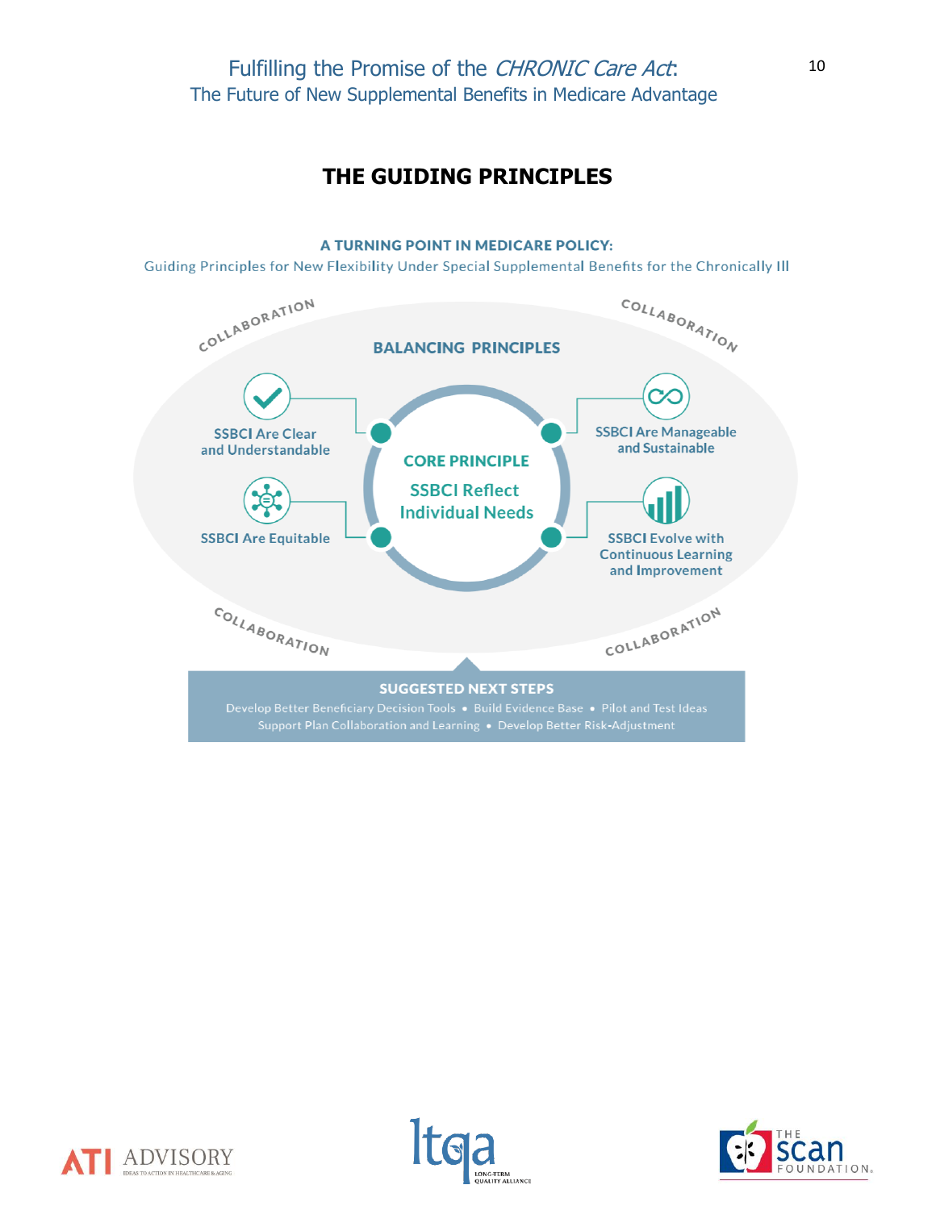# THE GUIDING PRINCIPLES

**A TURNING POINT IN MEDICARE POLICY:**

Guiding Principles for New Flexibility Under Special Supplemental Benefits for the Chronically Ill

COLLABORATION

**BALANCING PRINCIPLES**

- SSBCI Are Clear and Understandable
- SSBCI Are Manageable and Sustainable
- SSBCI Are Equitable
- SSBCI Evolve with Continuous Learning and Improvement

**CORE PRINCIPLE**

SSBCI Reflect Individual Needs

**SUGGESTED NEXT STEPS**

Develop Better Beneficiary Decision Tools • Build Evidence Base • Pilot and Test Ideas

Support Plan Collaboration and Learning • Develop Better Risk-Adjustment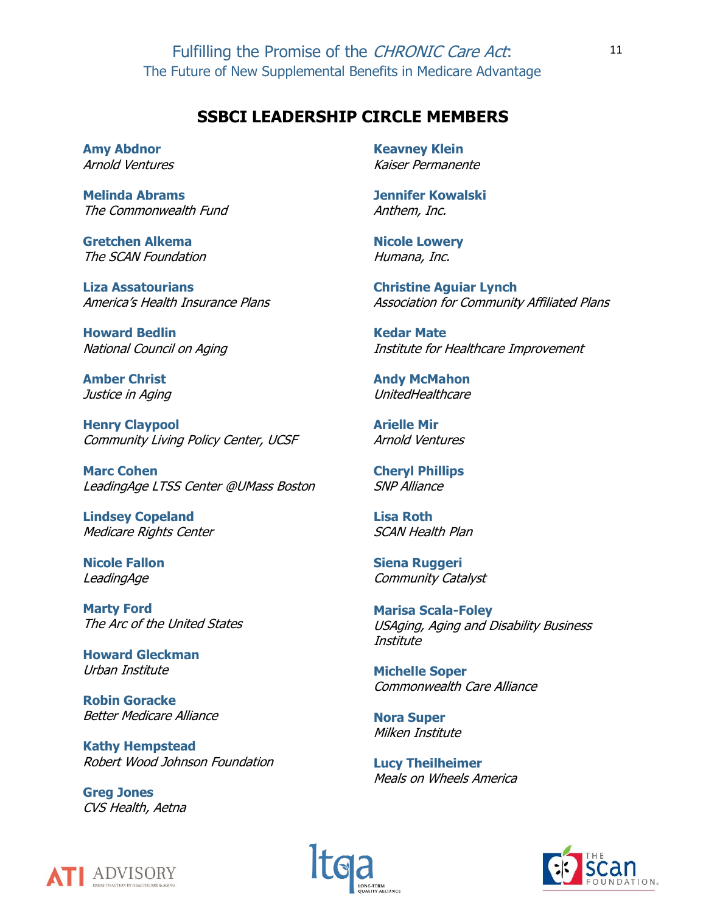## SSBCI LEADERSHIP CIRCLE MEMBERS

**Amy Abdnor**
*Arnold Ventures*

**Melinda Abrams**
*The Commonwealth Fund*

**Gretchen Alkema**
*The SCAN Foundation*

**Liza Assatourians**
*America's Health Insurance Plans*

**Howard Bedlin**
*National Council on Aging*

**Amber Christ**
*Justice in Aging*

**Henry Claypool**
*Community Living Policy Center, UCSF*

**Marc Cohen**
*LeadingAge LTSS Center @UMass Boston*

**Lindsey Copeland**
*Medicare Rights Center*

**Nicole Fallon**
*LeadingAge*

**Marty Ford**
*The Arc of the United States*

**Howard Gleckman**
*Urban Institute*

**Robin Goracke**
*Better Medicare Alliance*

**Kathy Hempstead**
*Robert Wood Johnson Foundation*

**Greg Jones**
*CVS Health, Aetna*

**Keavney Klein**
*Kaiser Permanente*

**Jennifer Kowalski**
*Anthem, Inc.*

**Nicole Lowery**
*Humana, Inc.*

**Christine Aguiar Lynch**
*Association for Community Affiliated Plans*

**Kedar Mate**
*Institute for Healthcare Improvement*

**Andy McMahon**
*UnitedHealthcare*

**Arielle Mir**
*Arnold Ventures*

**Cheryl Phillips**
*SNP Alliance*

**Lisa Roth**
*SCAN Health Plan*

**Siena Ruggeri**
*Community Catalyst*

**Marisa Scala-Foley**
*USAging, Aging and Disability Business Institute*

**Michelle Soper**
*Commonwealth Care Alliance*

**Nora Super**
*Milken Institute*

**Lucy Theilheimer**
*Meals on Wheels America*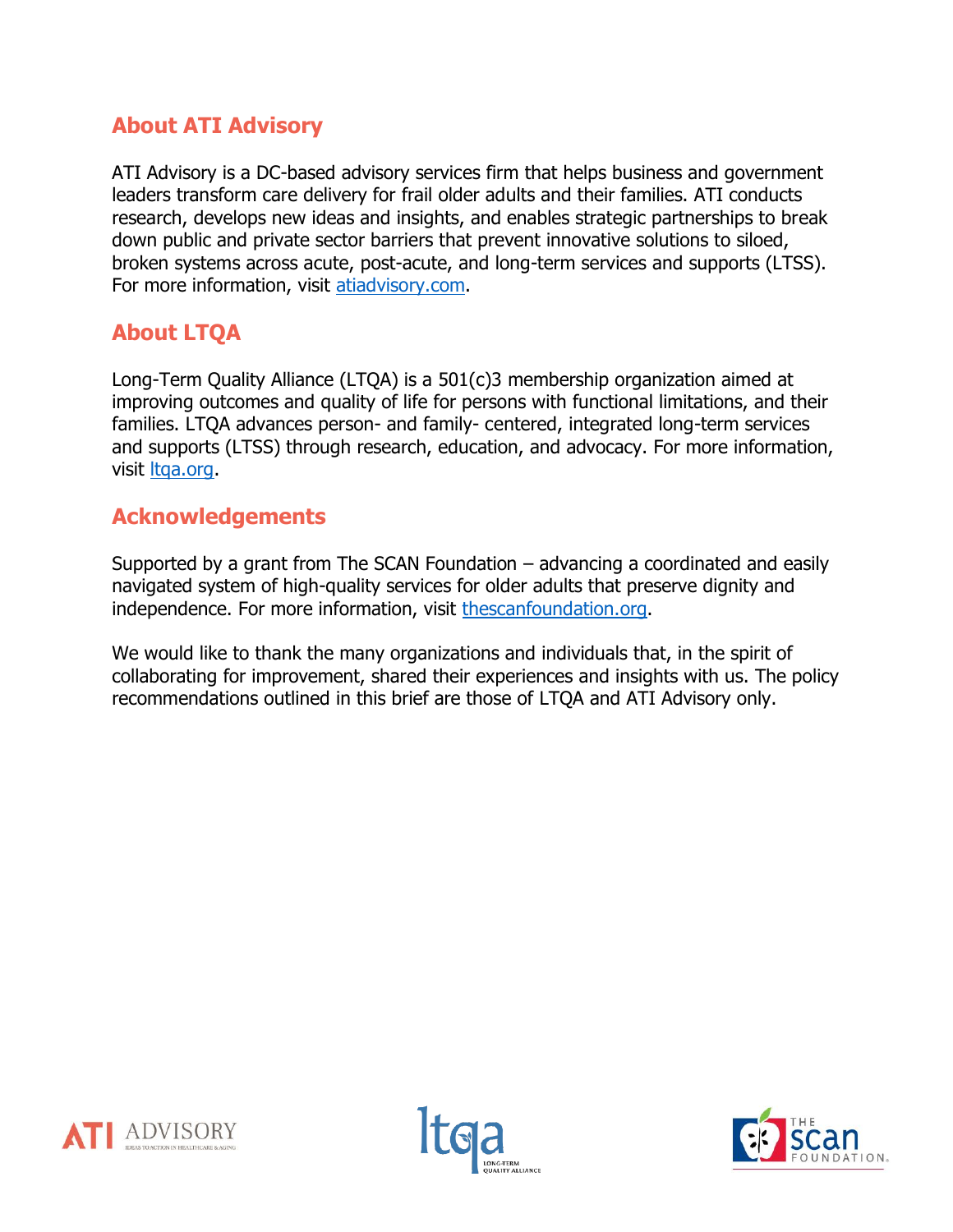## About ATI Advisory

ATI Advisory is a DC-based advisory services firm that helps business and government leaders transform care delivery for frail older adults and their families. ATI conducts research, develops new ideas and insights, and enables strategic partnerships to break down public and private sector barriers that prevent innovative solutions to siloed, broken systems across acute, post-acute, and long-term services and supports (LTSS). For more information, visit atiadvisory.com.

## About LTQA

Long-Term Quality Alliance (LTQA) is a 501(c)3 membership organization aimed at improving outcomes and quality of life for persons with functional limitations, and their families. LTQA advances person- and family- centered, integrated long-term services and supports (LTSS) through research, education, and advocacy. For more information, visit ltqa.org.

## Acknowledgements

Supported by a grant from The SCAN Foundation – advancing a coordinated and easily navigated system of high-quality services for older adults that preserve dignity and independence. For more information, visit thescanfoundation.org.

We would like to thank the many organizations and individuals that, in the spirit of collaborating for improvement, shared their experiences and insights with us. The policy recommendations outlined in this brief are those of LTQA and ATI Advisory only.